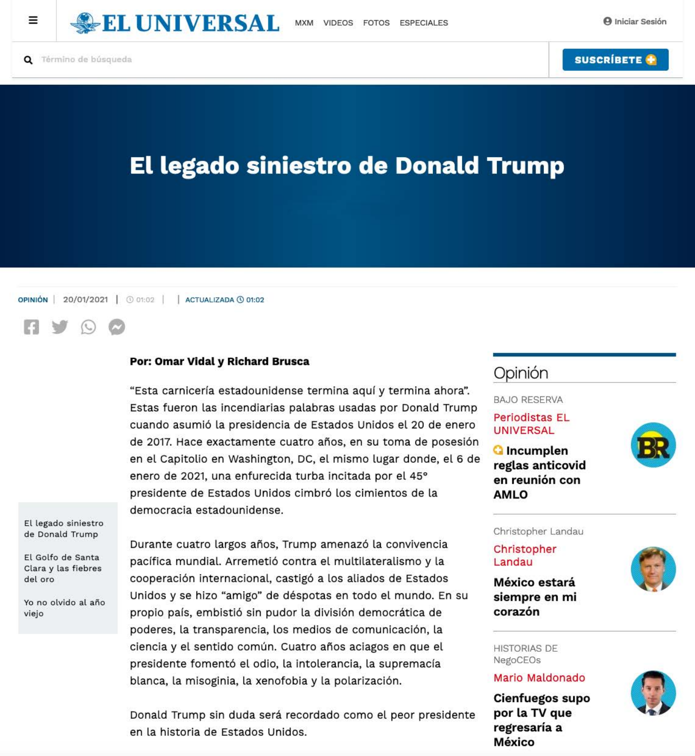# El legado siniestro de Donald Trump

OPINIÓN | 20/01/2021 | 01:02 | ACTUALIZADA 01:02

**Por: Omar Vidal y Richard Brusca**

"Esta carnicería estadounidense termina aquí y termina ahora". Estas fueron las incendiarias palabras usadas por Donald Trump cuando asumió la presidencia de Estados Unidos el 20 de enero de 2017. Hace exactamente cuatro años, en su toma de posesión en el Capitolio en Washington, DC, el mismo lugar donde, el 6 de enero de 2021, una enfurecida turba incitada por el 45° presidente de Estados Unidos cimbró los cimientos de la democracia estadounidense.

Durante cuatro largos años, Trump amenazó la convivencia pacífica mundial. Arremetió contra el multilateralismo y la cooperación internacional, castigó a los aliados de Estados Unidos y se hizo "amigo" de déspotas en todo el mundo. En su propio país, embistió sin pudor la división democrática de poderes, la transparencia, los medios de comunicación, la ciencia y el sentido común. Cuatro años aciagos en que el presidente fomentó el odio, la intolerancia, la supremacía blanca, la misoginia, la xenofobia y la polarización.

Donald Trump sin duda será recordado como el peor presidente en la historia de Estados Unidos.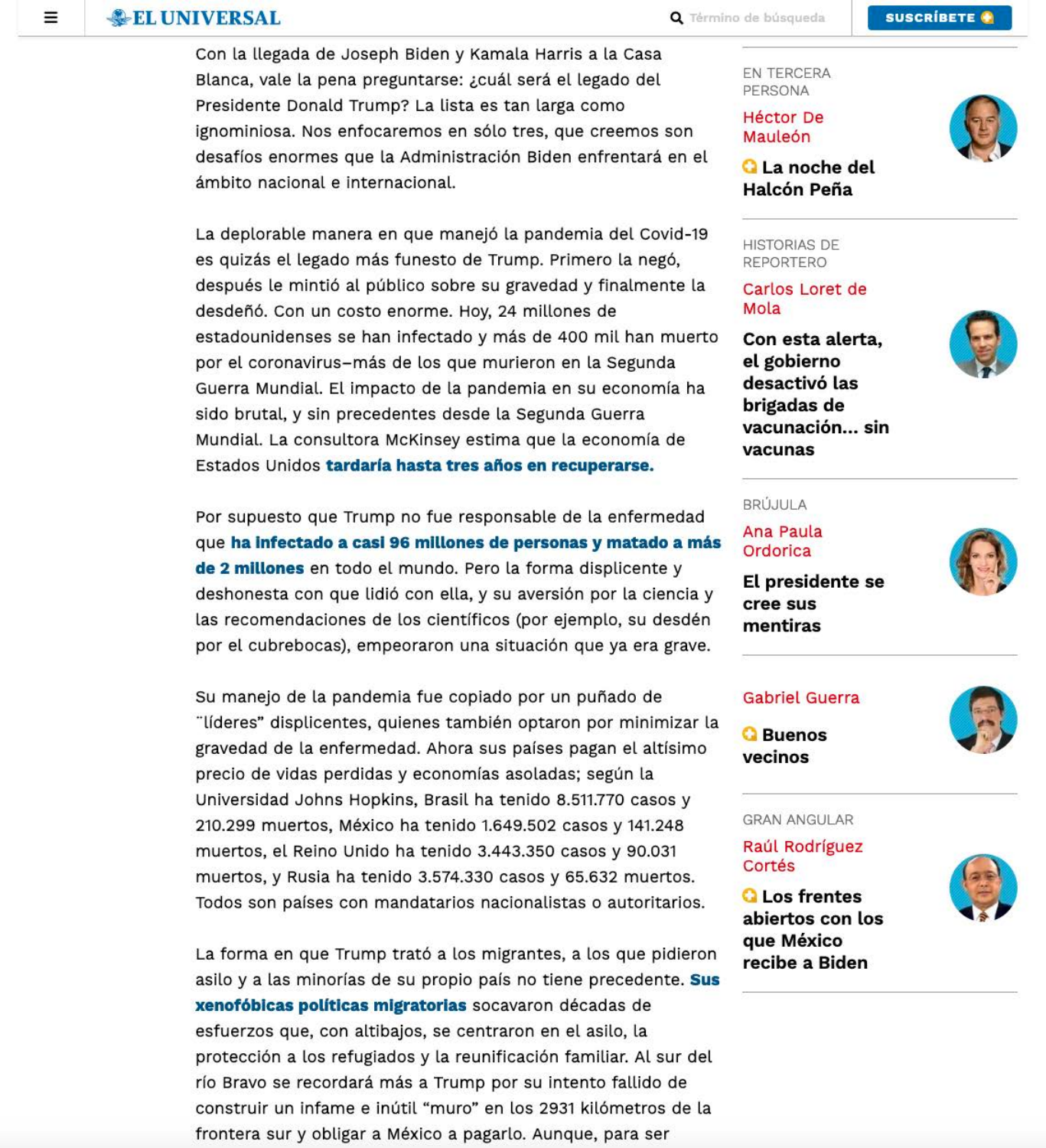Con la llegada de Joseph Biden y Kamala Harris a la Casa Blanca, vale la pena preguntarse: ¿cuál será el legado del Presidente Donald Trump? La lista es tan larga como ignominiosa. Nos enfocaremos en sólo tres, que creemos son desafíos enormes que la Administración Biden enfrentará en el ámbito nacional e internacional.

La deplorable manera en que manejó la pandemia del Covid-19 es quizás el legado más funesto de Trump. Primero la negó, después le mintió al público sobre su gravedad y finalmente la desdeñó. Con un costo enorme. Hoy, 24 millones de estadounidenses se han infectado y más de 400 mil han muerto por el coronavirus–más de los que murieron en la Segunda Guerra Mundial. El impacto de la pandemia en su economía ha sido brutal, y sin precedentes desde la Segunda Guerra Mundial. La consultora McKinsey estima que la economía de Estados Unidos **tardaría hasta tres años en recuperarse.**

Por supuesto que Trump no fue responsable de la enfermedad que **ha infectado a casi 96 millones de personas y matado a más de 2 millones** en todo el mundo. Pero la forma displicente y deshonesta con que lidió con ella, y su aversión por la ciencia y las recomendaciones de los científicos (por ejemplo, su desdén por el cubrebocas), empeoraron una situación que ya era grave.

Su manejo de la pandemia fue copiado por un puñado de "líderes" displicentes, quienes también optaron por minimizar la gravedad de la enfermedad. Ahora sus países pagan el altísimo precio de vidas perdidas y economías asoladas; según la Universidad Johns Hopkins, Brasil ha tenido 8.511.770 casos y 210.299 muertos, México ha tenido 1.649.502 casos y 141.248 muertos, el Reino Unido ha tenido 3.443.350 casos y 90.031 muertos, y Rusia ha tenido 3.574.330 casos y 65.632 muertos. Todos son países con mandatarios nacionalistas o autoritarios.

La forma en que Trump trató a los migrantes, a los que pidieron asilo y a las minorías de su propio país no tiene precedente. **Sus xenofóbicas políticas migratorias** socavaron décadas de esfuerzos que, con altibajos, se centraron en el asilo, la protección a los refugiados y la reunificación familiar. Al sur del río Bravo se recordará más a Trump por su intento fallido de construir un infame e inútil "muro" en los 2931 kilómetros de la frontera sur y obligar a México a pagarlo. Aunque, para ser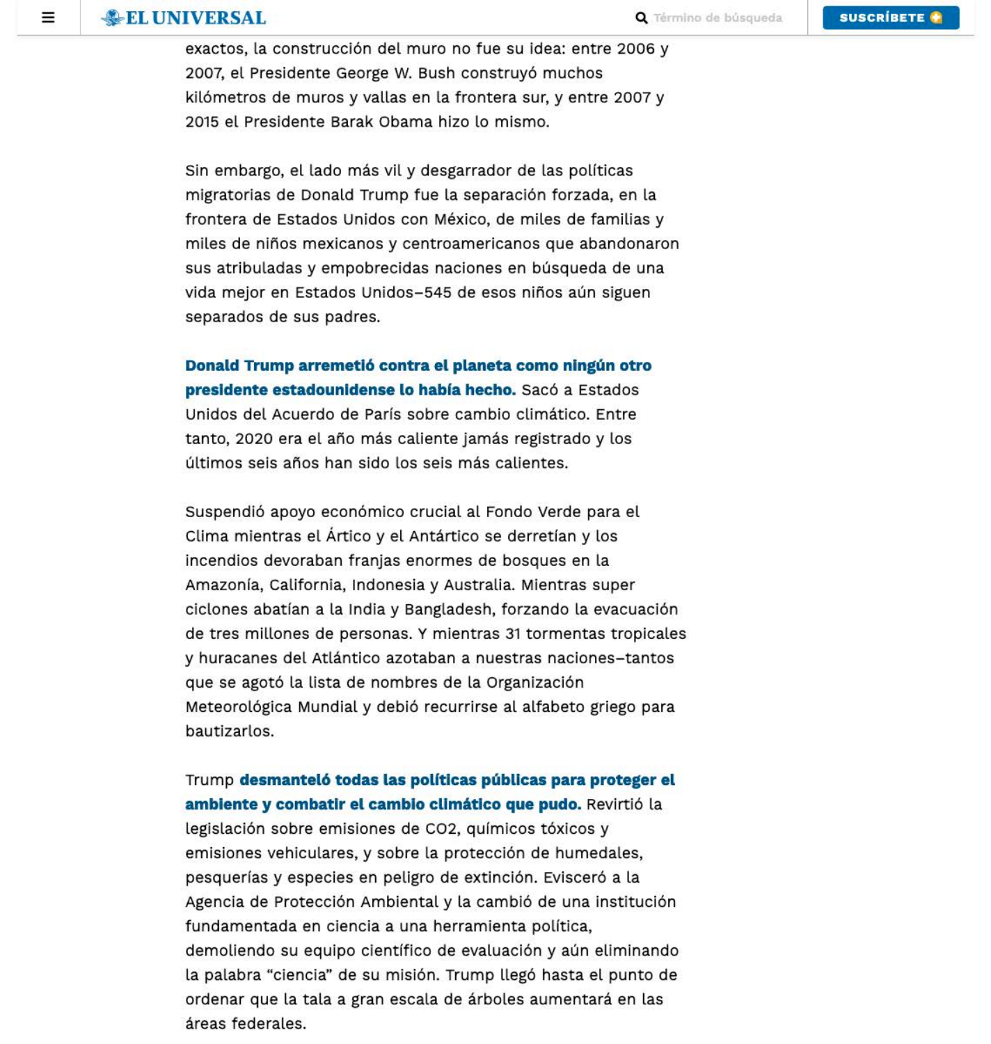exactos, la construcción del muro no fue su idea: entre 2006 y 2007, el Presidente George W. Bush construyó muchos kilómetros de muros y vallas en la frontera sur, y entre 2007 y 2015 el Presidente Barak Obama hizo lo mismo.

Sin embargo, el lado más vil y desgarrador de las políticas migratorias de Donald Trump fue la separación forzada, en la frontera de Estados Unidos con México, de miles de familias y miles de niños mexicanos y centroamericanos que abandonaron sus atribuladas y empobrecidas naciones en búsqueda de una vida mejor en Estados Unidos–545 de esos niños aún siguen separados de sus padres.

**Donald Trump arremetió contra el planeta como ningún otro presidente estadounidense lo había hecho.** Sacó a Estados Unidos del Acuerdo de París sobre cambio climático. Entre tanto, 2020 era el año más caliente jamás registrado y los últimos seis años han sido los seis más calientes.

Suspendió apoyo económico crucial al Fondo Verde para el Clima mientras el Ártico y el Antártico se derretían y los incendios devoraban franjas enormes de bosques en la Amazonía, California, Indonesia y Australia. Mientras super ciclones abatían a la India y Bangladesh, forzando la evacuación de tres millones de personas. Y mientras 31 tormentas tropicales y huracanes del Atlántico azotaban a nuestras naciones–tantos que se agotó la lista de nombres de la Organización Meteorológica Mundial y debió recurrirse al alfabeto griego para bautizarlos.

Trump **desmanteló todas las políticas públicas para proteger el ambiente y combatir el cambio climático que pudo.** Revirtió la legislación sobre emisiones de $CO_2$, químicos tóxicos y emisiones vehiculares, y sobre la protección de humedales, pesquerías y especies en peligro de extinción. Evisceró a la Agencia de Protección Ambiental y la cambió de una institución fundamentada en ciencia a una herramienta política, demoliendo su equipo científico de evaluación y aún eliminando la palabra "ciencia" de su misión. Trump llegó hasta el punto de ordenar que la tala a gran escala de árboles aumentará en las áreas federales.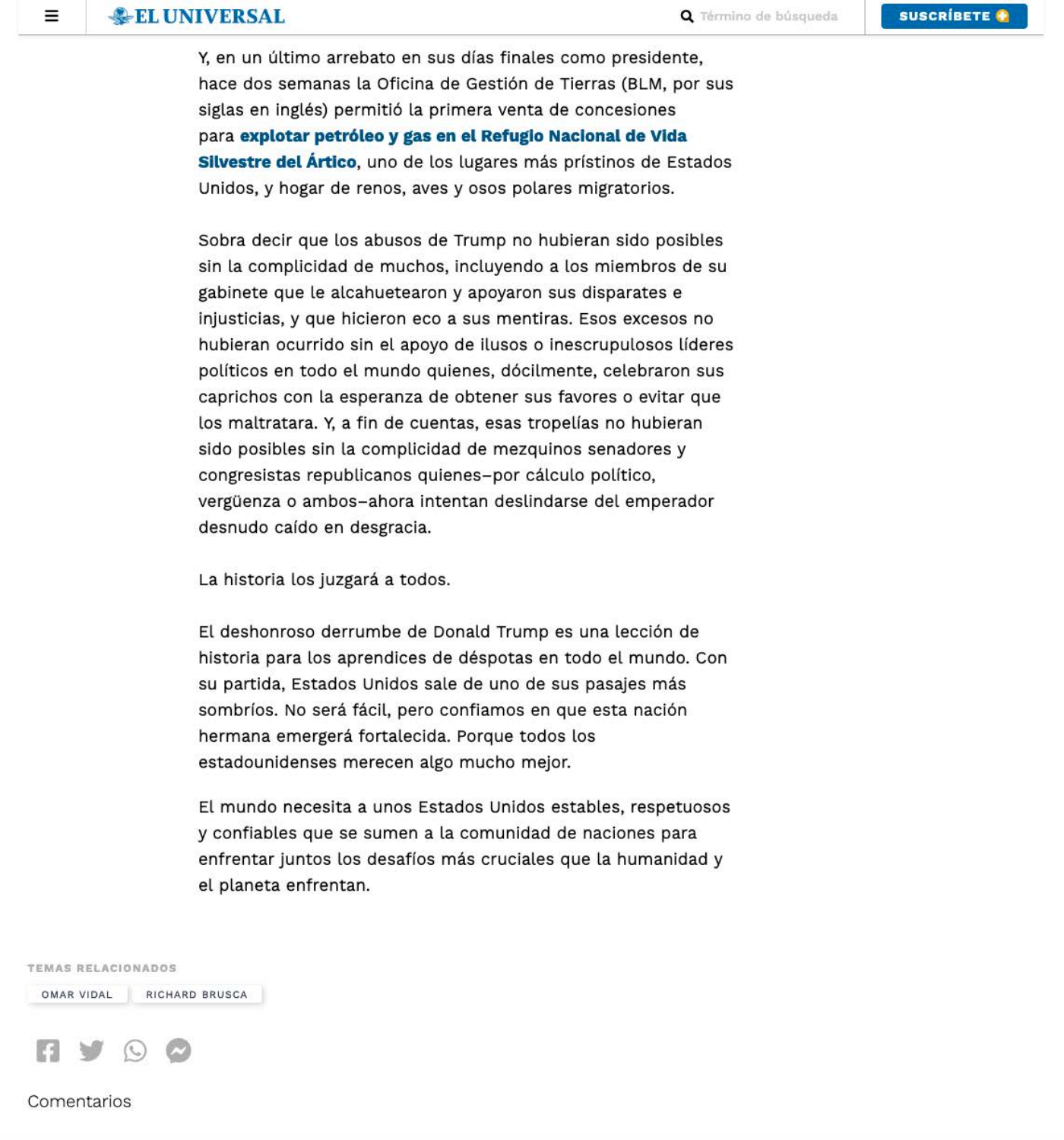Y, en un último arrebato en sus días finales como presidente, hace dos semanas la Oficina de Gestión de Tierras (BLM, por sus siglas en inglés) permitió la primera venta de concesiones para **explotar petróleo y gas en el Refugio Nacional de Vida Silvestre del Ártico**, uno de los lugares más prístinos de Estados Unidos, y hogar de renos, aves y osos polares migratorios.

Sobra decir que los abusos de Trump no hubieran sido posibles sin la complicidad de muchos, incluyendo a los miembros de su gabinete que le alcahuetearon y apoyaron sus disparates e injusticias, y que hicieron eco a sus mentiras. Esos excesos no hubieran ocurrido sin el apoyo de ilusos o inescrupulosos líderes políticos en todo el mundo quienes, dócilmente, celebraron sus caprichos con la esperanza de obtener sus favores o evitar que los maltratara. Y, a fin de cuentas, esas tropelías no hubieran sido posibles sin la complicidad de mezquinos senadores y congresistas republicanos quienes–por cálculo político, vergüenza o ambos–ahora intentan deslindarse del emperador desnudo caído en desgracia.

La historia los juzgará a todos.

El deshonroso derrumbe de Donald Trump es una lección de historia para los aprendices de déspotas en todo el mundo. Con su partida, Estados Unidos sale de uno de sus pasajes más sombríos. No será fácil, pero confiamos en que esta nación hermana emergerá fortalecida. Porque todos los estadounidenses merecen algo mucho mejor.

El mundo necesita a unos Estados Unidos estables, respetuosos y confiables que se sumen a la comunidad de naciones para enfrentar juntos los desafíos más cruciales que la humanidad y el planeta enfrentan.

TEMAS RELACIONADOS

OMAR VIDAL | RICHARD BRUSCA

Comentarios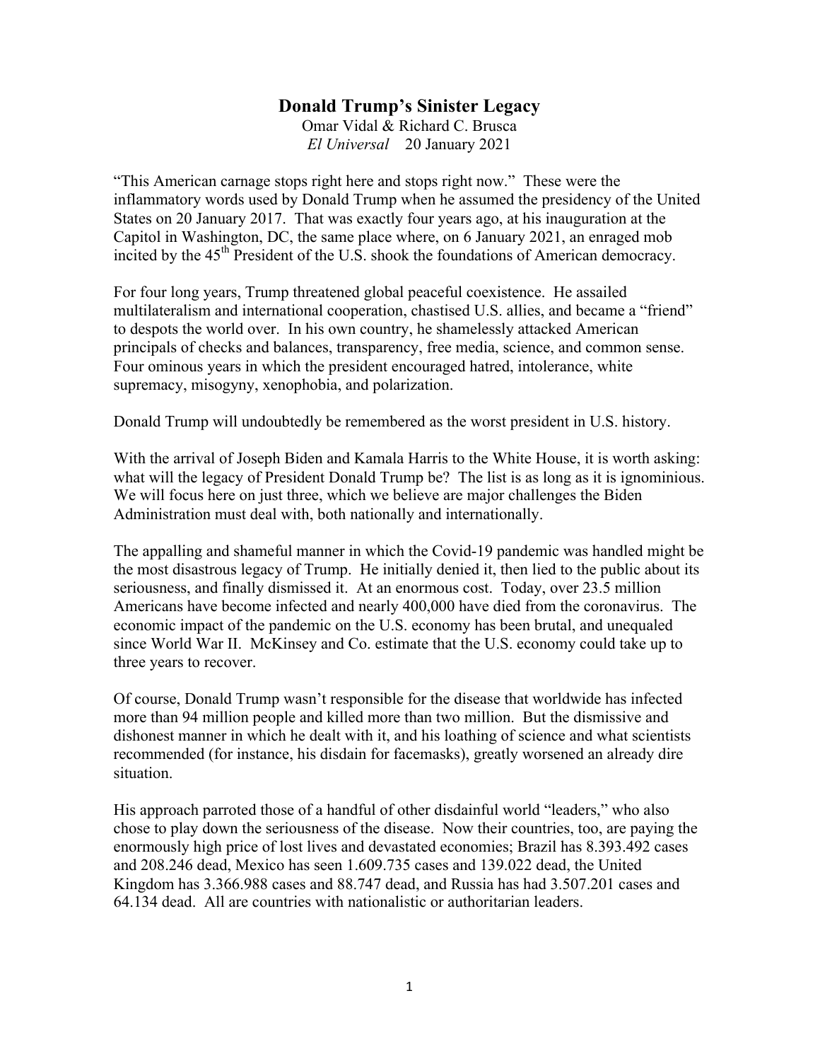# Donald Trump's Sinister Legacy

Omar Vidal & Richard C. Brusca
*El Universal* 20 January 2021

"This American carnage stops right here and stops right now." These were the inflammatory words used by Donald Trump when he assumed the presidency of the United States on 20 January 2017. That was exactly four years ago, at his inauguration at the Capitol in Washington, DC, the same place where, on 6 January 2021, an enraged mob incited by the 45th President of the U.S. shook the foundations of American democracy.

For four long years, Trump threatened global peaceful coexistence. He assailed multilateralism and international cooperation, chastised U.S. allies, and became a "friend" to despots the world over. In his own country, he shamelessly attacked American principals of checks and balances, transparency, free media, science, and common sense. Four ominous years in which the president encouraged hatred, intolerance, white supremacy, misogyny, xenophobia, and polarization.

Donald Trump will undoubtedly be remembered as the worst president in U.S. history.

With the arrival of Joseph Biden and Kamala Harris to the White House, it is worth asking: what will the legacy of President Donald Trump be? The list is as long as it is ignominious. We will focus here on just three, which we believe are major challenges the Biden Administration must deal with, both nationally and internationally.

The appalling and shameful manner in which the Covid-19 pandemic was handled might be the most disastrous legacy of Trump. He initially denied it, then lied to the public about its seriousness, and finally dismissed it. At an enormous cost. Today, over 23.5 million Americans have become infected and nearly 400,000 have died from the coronavirus. The economic impact of the pandemic on the U.S. economy has been brutal, and unequaled since World War II. McKinsey and Co. estimate that the U.S. economy could take up to three years to recover.

Of course, Donald Trump wasn't responsible for the disease that worldwide has infected more than 94 million people and killed more than two million. But the dismissive and dishonest manner in which he dealt with it, and his loathing of science and what scientists recommended (for instance, his disdain for facemasks), greatly worsened an already dire situation.

His approach parroted those of a handful of other disdainful world "leaders," who also chose to play down the seriousness of the disease. Now their countries, too, are paying the enormously high price of lost lives and devastated economies; Brazil has 8.393.492 cases and 208.246 dead, Mexico has seen 1.609.735 cases and 139.022 dead, the United Kingdom has 3.366.988 cases and 88.747 dead, and Russia has had 3.507.201 cases and 64.134 dead. All are countries with nationalistic or authoritarian leaders.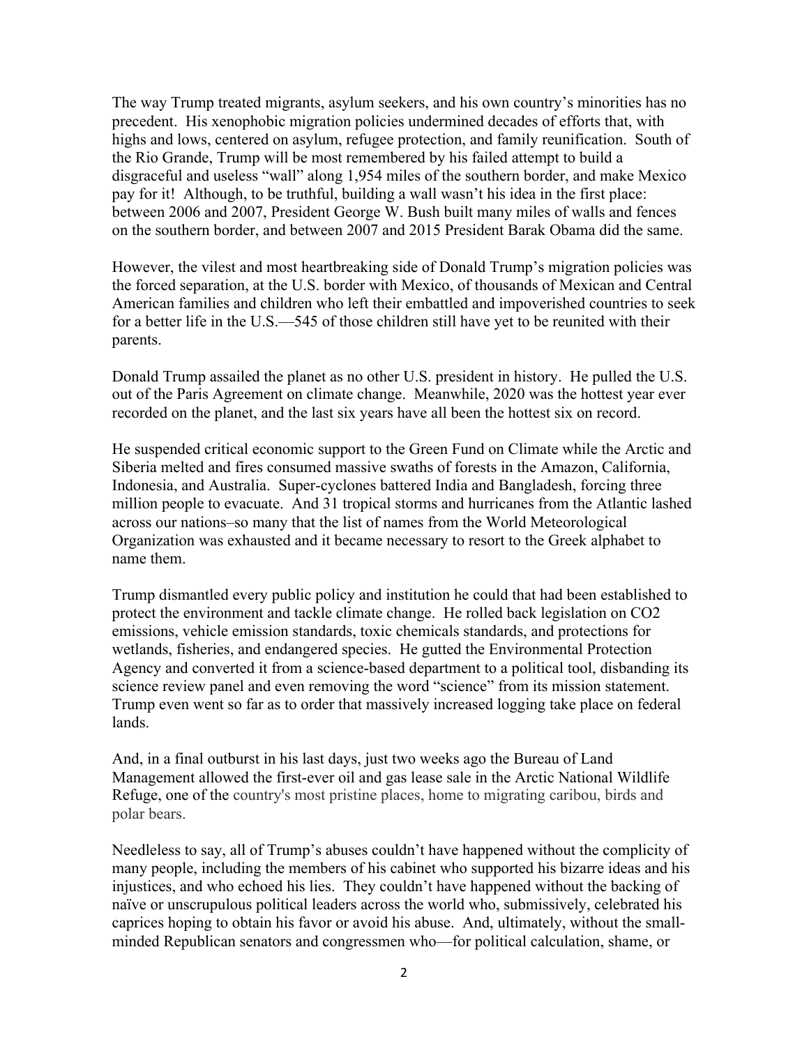The way Trump treated migrants, asylum seekers, and his own country's minorities has no precedent. His xenophobic migration policies undermined decades of efforts that, with highs and lows, centered on asylum, refugee protection, and family reunification. South of the Rio Grande, Trump will be most remembered by his failed attempt to build a disgraceful and useless "wall" along 1,954 miles of the southern border, and make Mexico pay for it! Although, to be truthful, building a wall wasn't his idea in the first place: between 2006 and 2007, President George W. Bush built many miles of walls and fences on the southern border, and between 2007 and 2015 President Barak Obama did the same.

However, the vilest and most heartbreaking side of Donald Trump's migration policies was the forced separation, at the U.S. border with Mexico, of thousands of Mexican and Central American families and children who left their embattled and impoverished countries to seek for a better life in the U.S.—545 of those children still have yet to be reunited with their parents.

Donald Trump assailed the planet as no other U.S. president in history. He pulled the U.S. out of the Paris Agreement on climate change. Meanwhile, 2020 was the hottest year ever recorded on the planet, and the last six years have all been the hottest six on record.

He suspended critical economic support to the Green Fund on Climate while the Arctic and Siberia melted and fires consumed massive swaths of forests in the Amazon, California, Indonesia, and Australia. Super-cyclones battered India and Bangladesh, forcing three million people to evacuate. And 31 tropical storms and hurricanes from the Atlantic lashed across our nations–so many that the list of names from the World Meteorological Organization was exhausted and it became necessary to resort to the Greek alphabet to name them.

Trump dismantled every public policy and institution he could that had been established to protect the environment and tackle climate change. He rolled back legislation on CO2 emissions, vehicle emission standards, toxic chemicals standards, and protections for wetlands, fisheries, and endangered species. He gutted the Environmental Protection Agency and converted it from a science-based department to a political tool, disbanding its science review panel and even removing the word "science" from its mission statement. Trump even went so far as to order that massively increased logging take place on federal lands.

And, in a final outburst in his last days, just two weeks ago the Bureau of Land Management allowed the first-ever oil and gas lease sale in the Arctic National Wildlife Refuge, one of the country's most pristine places, home to migrating caribou, birds and polar bears.

Needleless to say, all of Trump's abuses couldn't have happened without the complicity of many people, including the members of his cabinet who supported his bizarre ideas and his injustices, and who echoed his lies. They couldn't have happened without the backing of naïve or unscrupulous political leaders across the world who, submissively, celebrated his caprices hoping to obtain his favor or avoid his abuse. And, ultimately, without the small-minded Republican senators and congressmen who—for political calculation, shame, or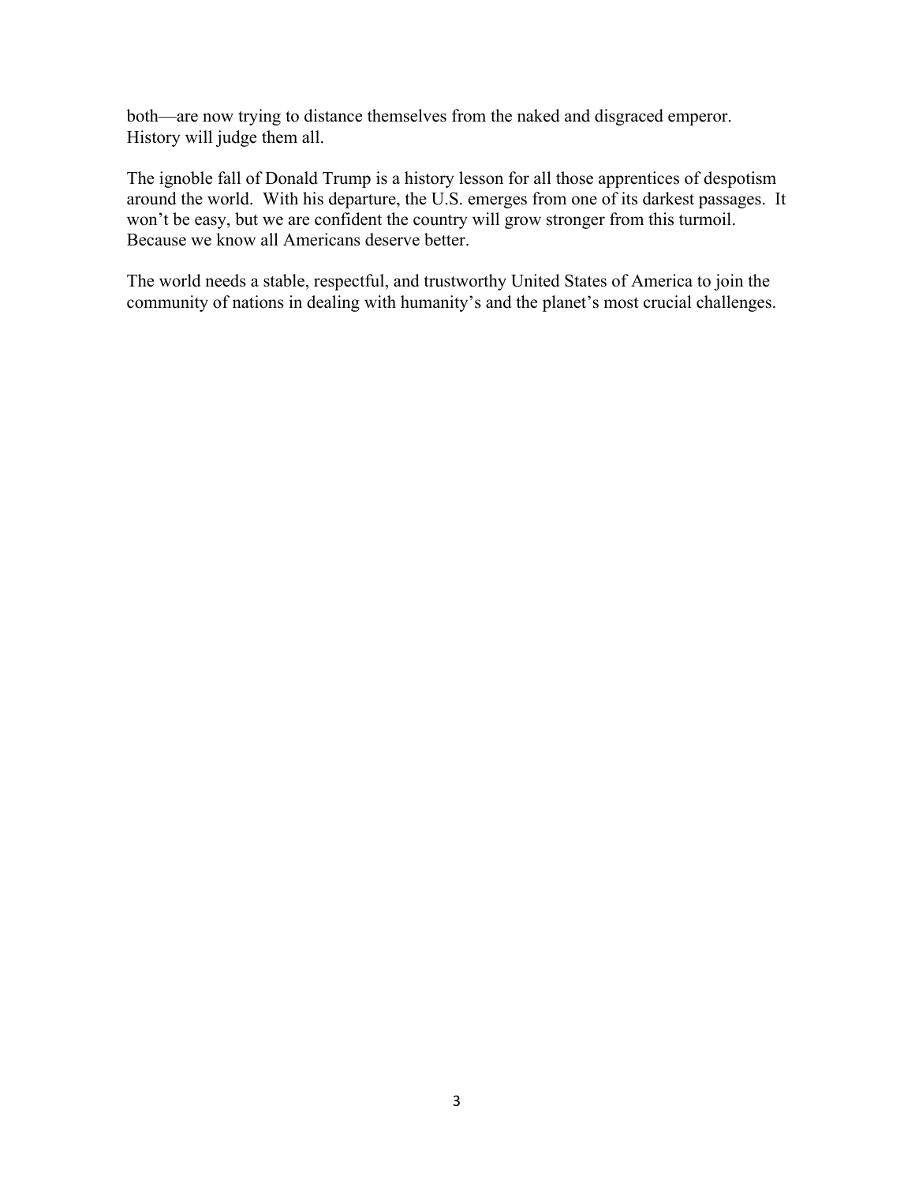both—are now trying to distance themselves from the naked and disgraced emperor. History will judge them all.

The ignoble fall of Donald Trump is a history lesson for all those apprentices of despotism around the world. With his departure, the U.S. emerges from one of its darkest passages. It won't be easy, but we are confident the country will grow stronger from this turmoil. Because we know all Americans deserve better.

The world needs a stable, respectful, and trustworthy United States of America to join the community of nations in dealing with humanity's and the planet's most crucial challenges.